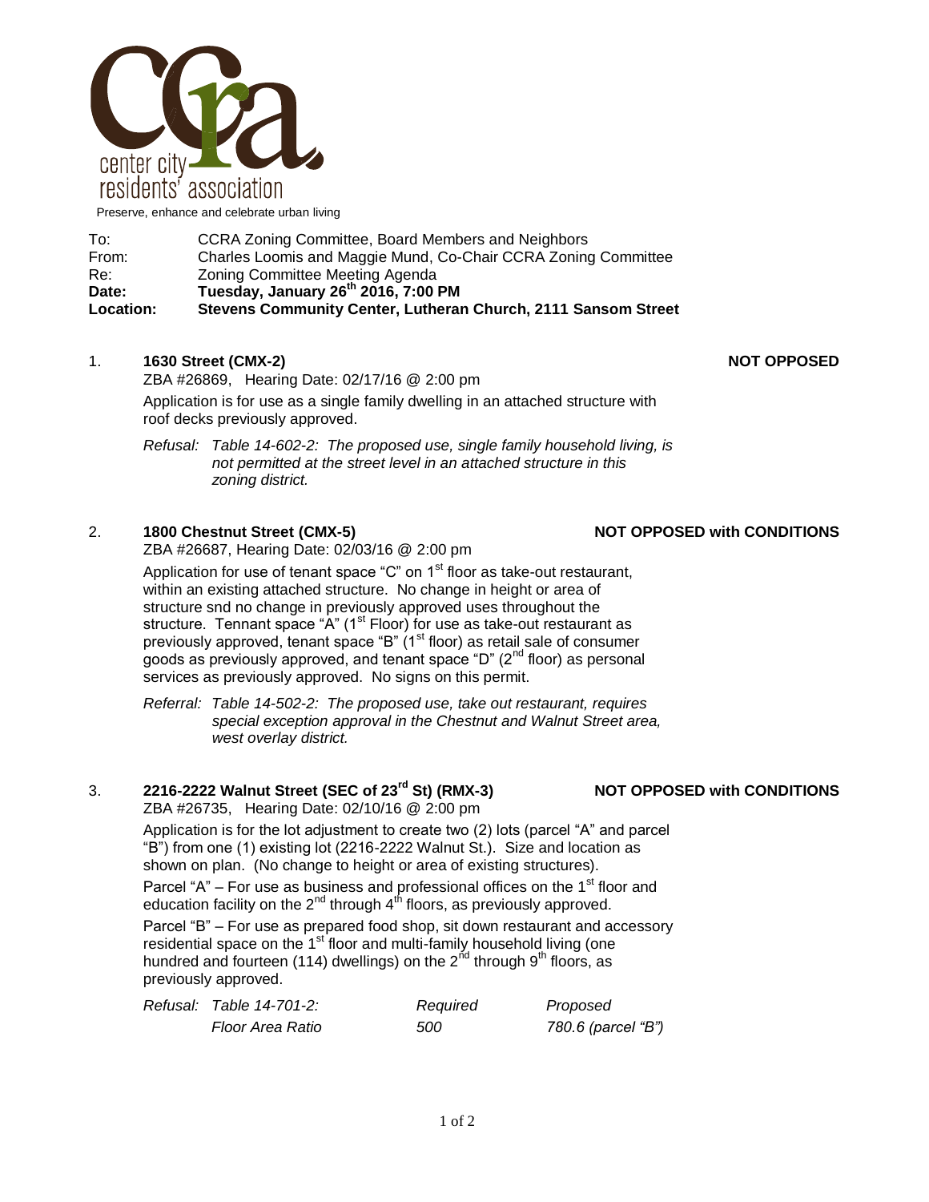center city residents' association

Preserve, enhance and celebrate urban living

To: CCRA Zoning Committee, Board Members and Neighbors
From: Charles Loomis and Maggie Mund, Co-Chair CCRA Zoning Committee
Re: Zoning Committee Meeting Agenda
**Date: Tuesday, January 26th 2016, 7:00 PM**
**Location: Stevens Community Center, Lutheran Church, 2111 Sansom Street**

1. **1630 Street (CMX-2)** **NOT OPPOSED**

   ZBA #26869, Hearing Date: 02/17/16 @ 2:00 pm

   Application is for use as a single family dwelling in an attached structure with roof decks previously approved.

   *Refusal: Table 14-602-2: The proposed use, single family household living, is not permitted at the street level in an attached structure in this zoning district.*

2. **1800 Chestnut Street (CMX-5)** **NOT OPPOSED with CONDITIONS**

   ZBA #26687, Hearing Date: 02/03/16 @ 2:00 pm

   Application for use of tenant space "C" on 1st floor as take-out restaurant, within an existing attached structure. No change in height or area of structure snd no change in previously approved uses throughout the structure. Tennant space "A" (1st Floor) for use as take-out restaurant as previously approved, tenant space "B" (1st floor) as retail sale of consumer goods as previously approved, and tenant space "D" (2nd floor) as personal services as previously approved. No signs on this permit.

   *Referral: Table 14-502-2: The proposed use, take out restaurant, requires special exception approval in the Chestnut and Walnut Street area, west overlay district.*

3. **2216-2222 Walnut Street (SEC of 23rd St) (RMX-3)** **NOT OPPOSED with CONDITIONS**

   ZBA #26735, Hearing Date: 02/10/16 @ 2:00 pm

   Application is for the lot adjustment to create two (2) lots (parcel "A" and parcel "B") from one (1) existing lot (2216-2222 Walnut St.). Size and location as shown on plan. (No change to height or area of existing structures).

   Parcel "A" – For use as business and professional offices on the 1st floor and education facility on the 2nd through 4th floors, as previously approved.

   Parcel "B" – For use as prepared food shop, sit down restaurant and accessory residential space on the 1st floor and multi-family household living (one hundred and fourteen (114) dwellings) on the 2nd through 9th floors, as previously approved.

   | *Refusal: Table 14-701-2:* | *Required* | *Proposed* |
   |---|---|---|
   | *Floor Area Ratio* | *500* | *780.6 (parcel "B")* |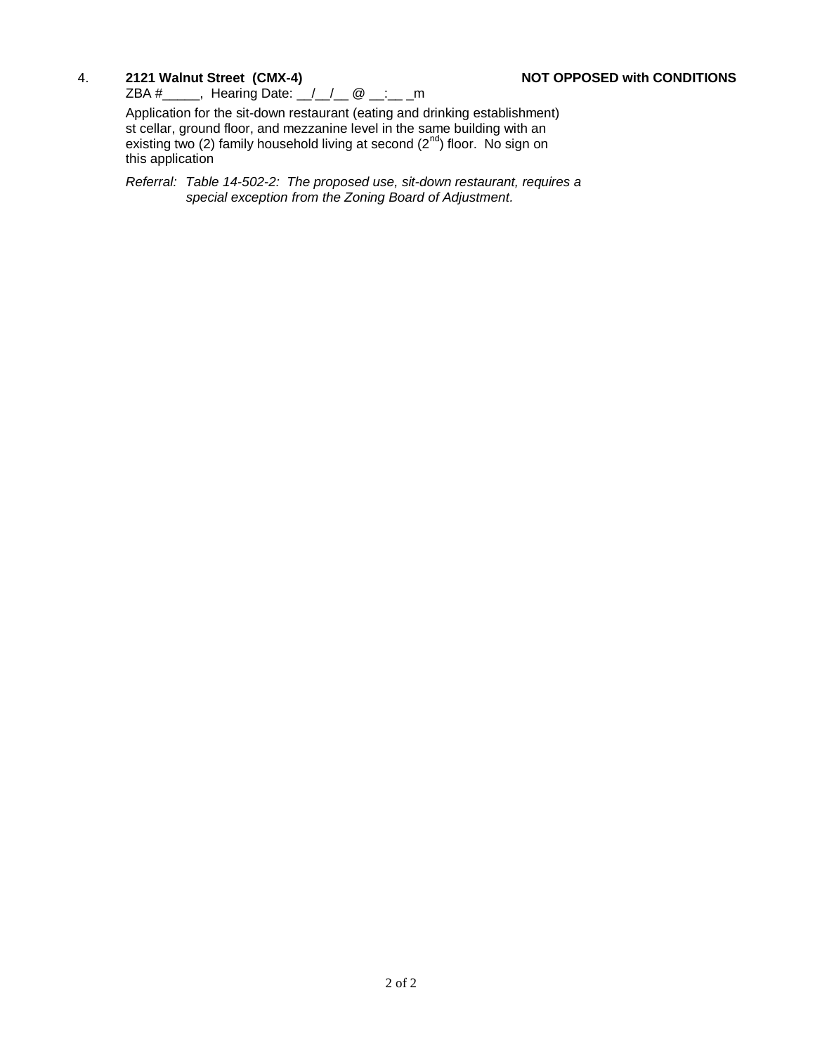4. **2121 Walnut Street (CMX-4)** **NOT OPPOSED with CONDITIONS**

ZBA #_____, Hearing Date: __/__/__ @ __:__ _m

Application for the sit-down restaurant (eating and drinking establishment) st cellar, ground floor, and mezzanine level in the same building with an existing two (2) family household living at second (2nd) floor. No sign on this application

*Referral: Table 14-502-2: The proposed use, sit-down restaurant, requires a special exception from the Zoning Board of Adjustment.*